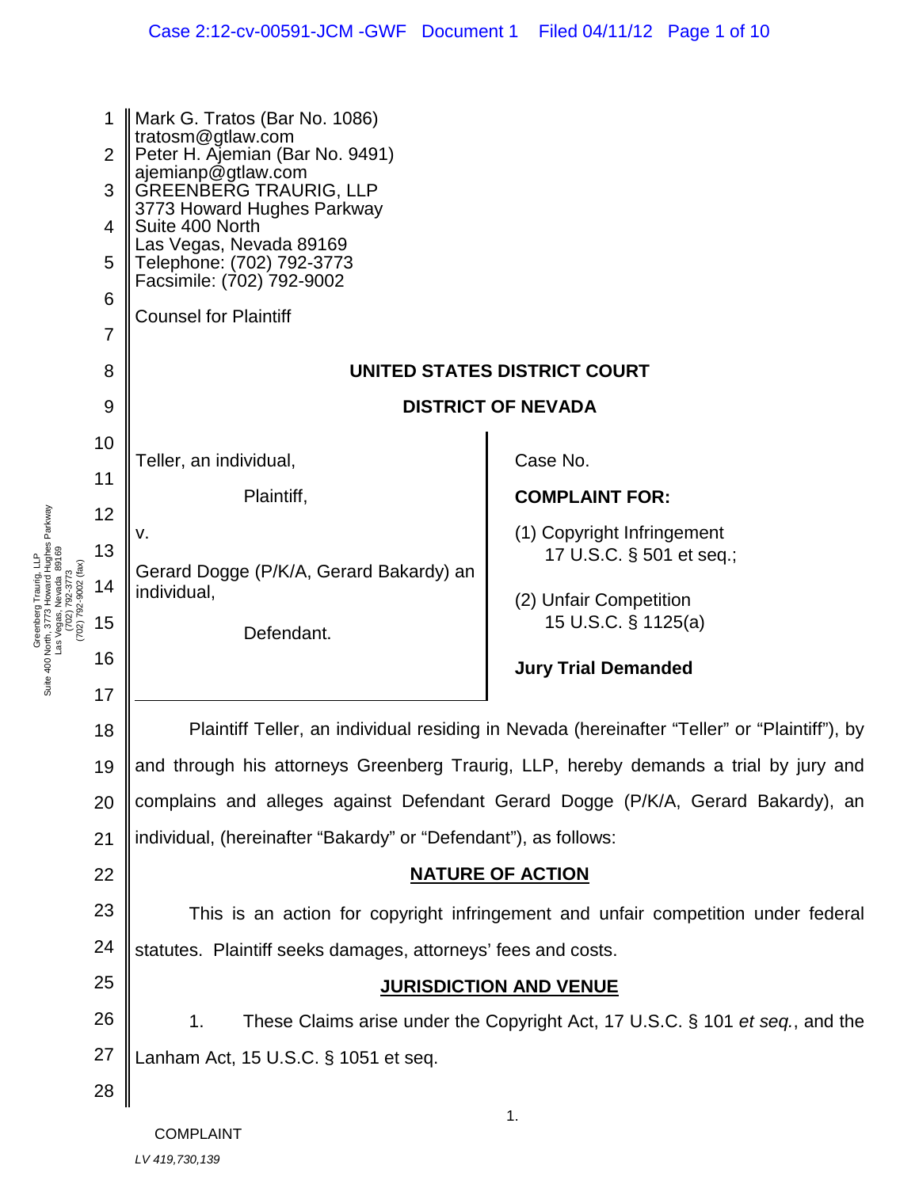Mark G. Tratos (Bar No. 1086)
tratosm@gtlaw.com
Peter H. Ajemian (Bar No. 9491)
ajemianp@gtlaw.com
GREENBERG TRAURIG, LLP
3773 Howard Hughes Parkway
Suite 400 North
Las Vegas, Nevada 89169
Telephone: (702) 792-3773
Facsimile: (702) 792-9002

Counsel for Plaintiff

**UNITED STATES DISTRICT COURT**

**DISTRICT OF NEVADA**

| | |
|---|---|
| Teller, an individual,<br><br>Plaintiff,<br><br>v.<br><br>Gerard Dogge (P/K/A, Gerard Bakardy) an individual,<br><br>Defendant. | Case No.<br><br>**COMPLAINT FOR:**<br><br>(1) Copyright Infringement 17 U.S.C. § 501 et seq.;<br><br>(2) Unfair Competition 15 U.S.C. § 1125(a)<br><br>**Jury Trial Demanded** |

Plaintiff Teller, an individual residing in Nevada (hereinafter "Teller" or "Plaintiff"), by and through his attorneys Greenberg Traurig, LLP, hereby demands a trial by jury and complains and alleges against Defendant Gerard Dogge (P/K/A, Gerard Bakardy), an individual, (hereinafter "Bakardy" or "Defendant"), as follows:

## NATURE OF ACTION

This is an action for copyright infringement and unfair competition under federal statutes. Plaintiff seeks damages, attorneys' fees and costs.

## JURISDICTION AND VENUE

1. These Claims arise under the Copyright Act, 17 U.S.C. § 101 *et seq.*, and the Lanham Act, 15 U.S.C. § 1051 et seq.

COMPLAINT

*LV 419,730,139*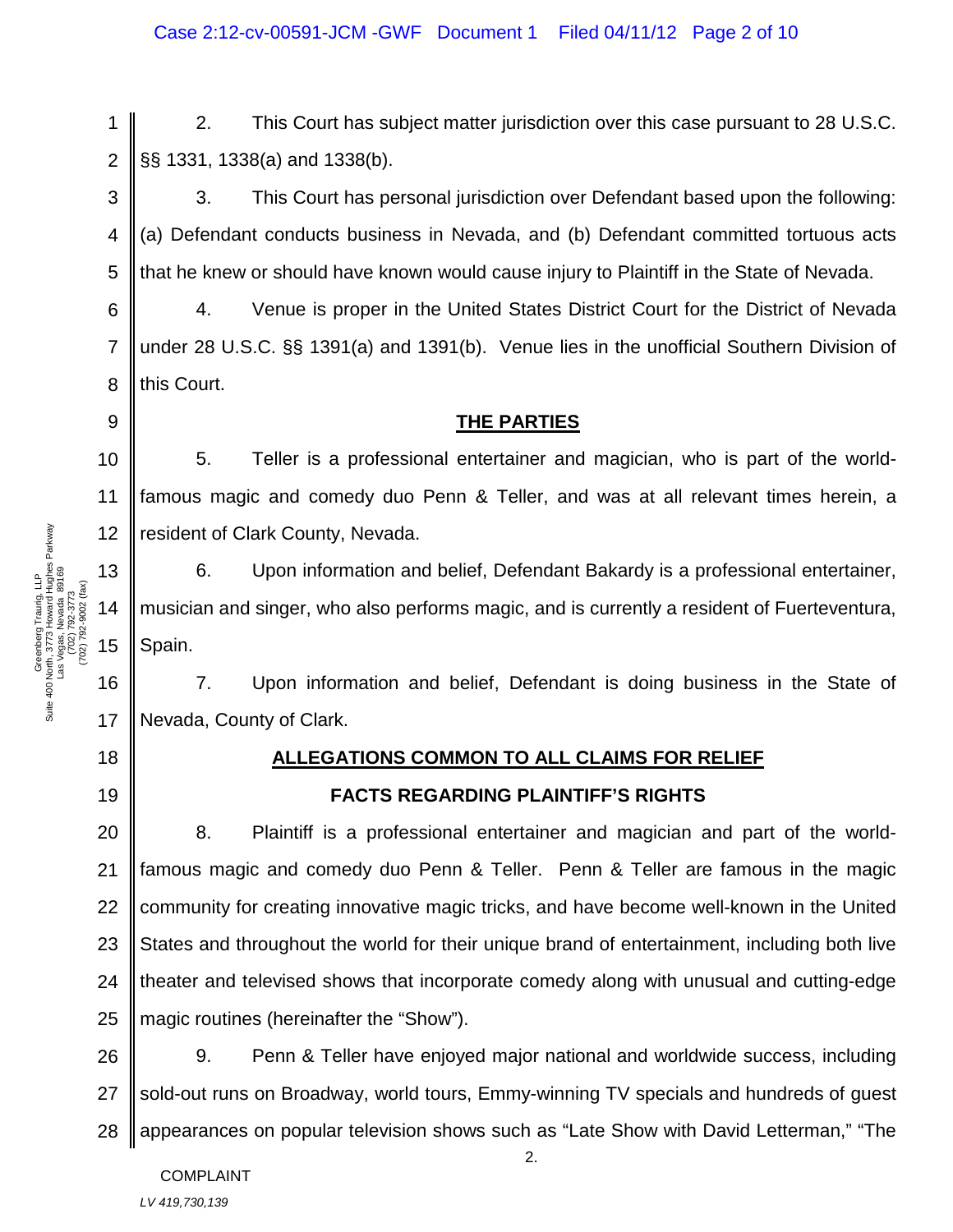2. This Court has subject matter jurisdiction over this case pursuant to 28 U.S.C. §§ 1331, 1338(a) and 1338(b).

3. This Court has personal jurisdiction over Defendant based upon the following: (a) Defendant conducts business in Nevada, and (b) Defendant committed tortuous acts that he knew or should have known would cause injury to Plaintiff in the State of Nevada.

4. Venue is proper in the United States District Court for the District of Nevada under 28 U.S.C. §§ 1391(a) and 1391(b). Venue lies in the unofficial Southern Division of this Court.

## THE PARTIES

5. Teller is a professional entertainer and magician, who is part of the world-famous magic and comedy duo Penn & Teller, and was at all relevant times herein, a resident of Clark County, Nevada.

6. Upon information and belief, Defendant Bakardy is a professional entertainer, musician and singer, who also performs magic, and is currently a resident of Fuerteventura, Spain.

7. Upon information and belief, Defendant is doing business in the State of Nevada, County of Clark.

## ALLEGATIONS COMMON TO ALL CLAIMS FOR RELIEF

### FACTS REGARDING PLAINTIFF'S RIGHTS

8. Plaintiff is a professional entertainer and magician and part of the world-famous magic and comedy duo Penn & Teller. Penn & Teller are famous in the magic community for creating innovative magic tricks, and have become well-known in the United States and throughout the world for their unique brand of entertainment, including both live theater and televised shows that incorporate comedy along with unusual and cutting-edge magic routines (hereinafter the "Show").

9. Penn & Teller have enjoyed major national and worldwide success, including sold-out runs on Broadway, world tours, Emmy-winning TV specials and hundreds of guest appearances on popular television shows such as "Late Show with David Letterman," "The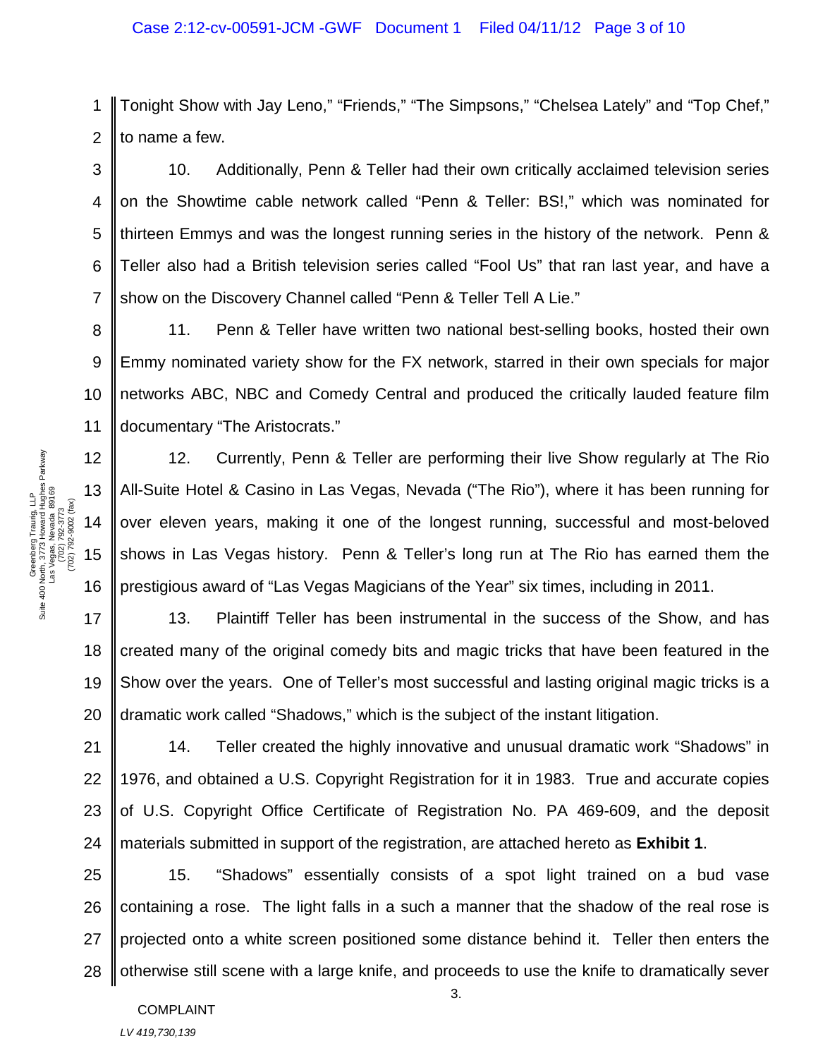Tonight Show with Jay Leno," "Friends," "The Simpsons," "Chelsea Lately" and "Top Chef," to name a few.

10. Additionally, Penn & Teller had their own critically acclaimed television series on the Showtime cable network called "Penn & Teller: BS!," which was nominated for thirteen Emmys and was the longest running series in the history of the network. Penn & Teller also had a British television series called "Fool Us" that ran last year, and have a show on the Discovery Channel called "Penn & Teller Tell A Lie."

11. Penn & Teller have written two national best-selling books, hosted their own Emmy nominated variety show for the FX network, starred in their own specials for major networks ABC, NBC and Comedy Central and produced the critically lauded feature film documentary "The Aristocrats."

12. Currently, Penn & Teller are performing their live Show regularly at The Rio All-Suite Hotel & Casino in Las Vegas, Nevada ("The Rio"), where it has been running for over eleven years, making it one of the longest running, successful and most-beloved shows in Las Vegas history. Penn & Teller's long run at The Rio has earned them the prestigious award of "Las Vegas Magicians of the Year" six times, including in 2011.

13. Plaintiff Teller has been instrumental in the success of the Show, and has created many of the original comedy bits and magic tricks that have been featured in the Show over the years. One of Teller's most successful and lasting original magic tricks is a dramatic work called "Shadows," which is the subject of the instant litigation.

14. Teller created the highly innovative and unusual dramatic work "Shadows" in 1976, and obtained a U.S. Copyright Registration for it in 1983. True and accurate copies of U.S. Copyright Office Certificate of Registration No. PA 469-609, and the deposit materials submitted in support of the registration, are attached hereto as **Exhibit 1**.

15. "Shadows" essentially consists of a spot light trained on a bud vase containing a rose. The light falls in a such a manner that the shadow of the real rose is projected onto a white screen positioned some distance behind it. Teller then enters the otherwise still scene with a large knife, and proceeds to use the knife to dramatically sever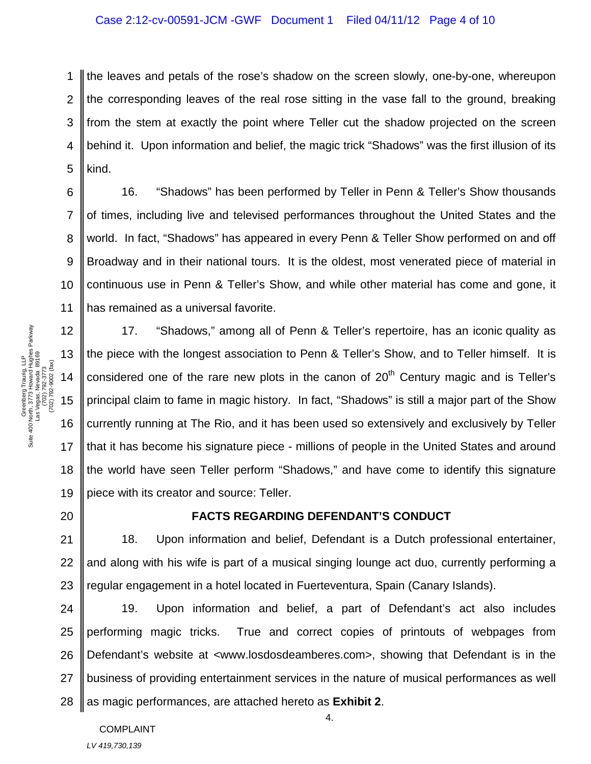the leaves and petals of the rose's shadow on the screen slowly, one-by-one, whereupon the corresponding leaves of the real rose sitting in the vase fall to the ground, breaking from the stem at exactly the point where Teller cut the shadow projected on the screen behind it. Upon information and belief, the magic trick "Shadows" was the first illusion of its kind.

16. "Shadows" has been performed by Teller in Penn & Teller's Show thousands of times, including live and televised performances throughout the United States and the world. In fact, "Shadows" has appeared in every Penn & Teller Show performed on and off Broadway and in their national tours. It is the oldest, most venerated piece of material in continuous use in Penn & Teller's Show, and while other material has come and gone, it has remained as a universal favorite.

17. "Shadows," among all of Penn & Teller's repertoire, has an iconic quality as the piece with the longest association to Penn & Teller's Show, and to Teller himself. It is considered one of the rare new plots in the canon of 20th Century magic and is Teller's principal claim to fame in magic history. In fact, "Shadows" is still a major part of the Show currently running at The Rio, and it has been used so extensively and exclusively by Teller that it has become his signature piece - millions of people in the United States and around the world have seen Teller perform "Shadows," and have come to identify this signature piece with its creator and source: Teller.

## FACTS REGARDING DEFENDANT'S CONDUCT

18. Upon information and belief, Defendant is a Dutch professional entertainer, and along with his wife is part of a musical singing lounge act duo, currently performing a regular engagement in a hotel located in Fuerteventura, Spain (Canary Islands).

19. Upon information and belief, a part of Defendant's act also includes performing magic tricks. True and correct copies of printouts of webpages from Defendant's website at <www.losdosdeamberes.com>, showing that Defendant is in the business of providing entertainment services in the nature of musical performances as well as magic performances, are attached hereto as **Exhibit 2**.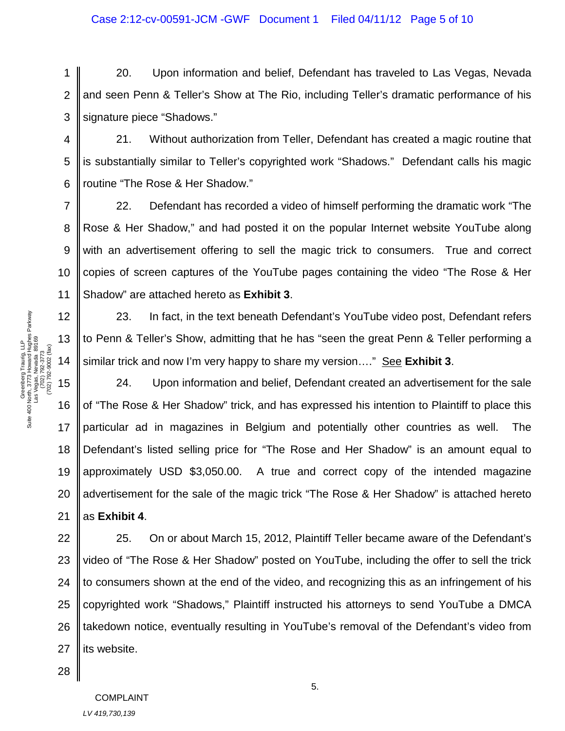20. Upon information and belief, Defendant has traveled to Las Vegas, Nevada and seen Penn & Teller's Show at The Rio, including Teller's dramatic performance of his signature piece "Shadows."

21. Without authorization from Teller, Defendant has created a magic routine that is substantially similar to Teller's copyrighted work "Shadows." Defendant calls his magic routine "The Rose & Her Shadow."

22. Defendant has recorded a video of himself performing the dramatic work "The Rose & Her Shadow," and had posted it on the popular Internet website YouTube along with an advertisement offering to sell the magic trick to consumers. True and correct copies of screen captures of the YouTube pages containing the video "The Rose & Her Shadow" are attached hereto as **Exhibit 3**.

23. In fact, in the text beneath Defendant's YouTube video post, Defendant refers to Penn & Teller's Show, admitting that he has "seen the great Penn & Teller performing a similar trick and now I'm very happy to share my version…." See **Exhibit 3**.

24. Upon information and belief, Defendant created an advertisement for the sale of "The Rose & Her Shadow" trick, and has expressed his intention to Plaintiff to place this particular ad in magazines in Belgium and potentially other countries as well. The Defendant's listed selling price for "The Rose and Her Shadow" is an amount equal to approximately USD $3,050.00. A true and correct copy of the intended magazine advertisement for the sale of the magic trick "The Rose & Her Shadow" is attached hereto as **Exhibit 4**.

25. On or about March 15, 2012, Plaintiff Teller became aware of the Defendant's video of "The Rose & Her Shadow" posted on YouTube, including the offer to sell the trick to consumers shown at the end of the video, and recognizing this as an infringement of his copyrighted work "Shadows," Plaintiff instructed his attorneys to send YouTube a DMCA takedown notice, eventually resulting in YouTube's removal of the Defendant's video from its website.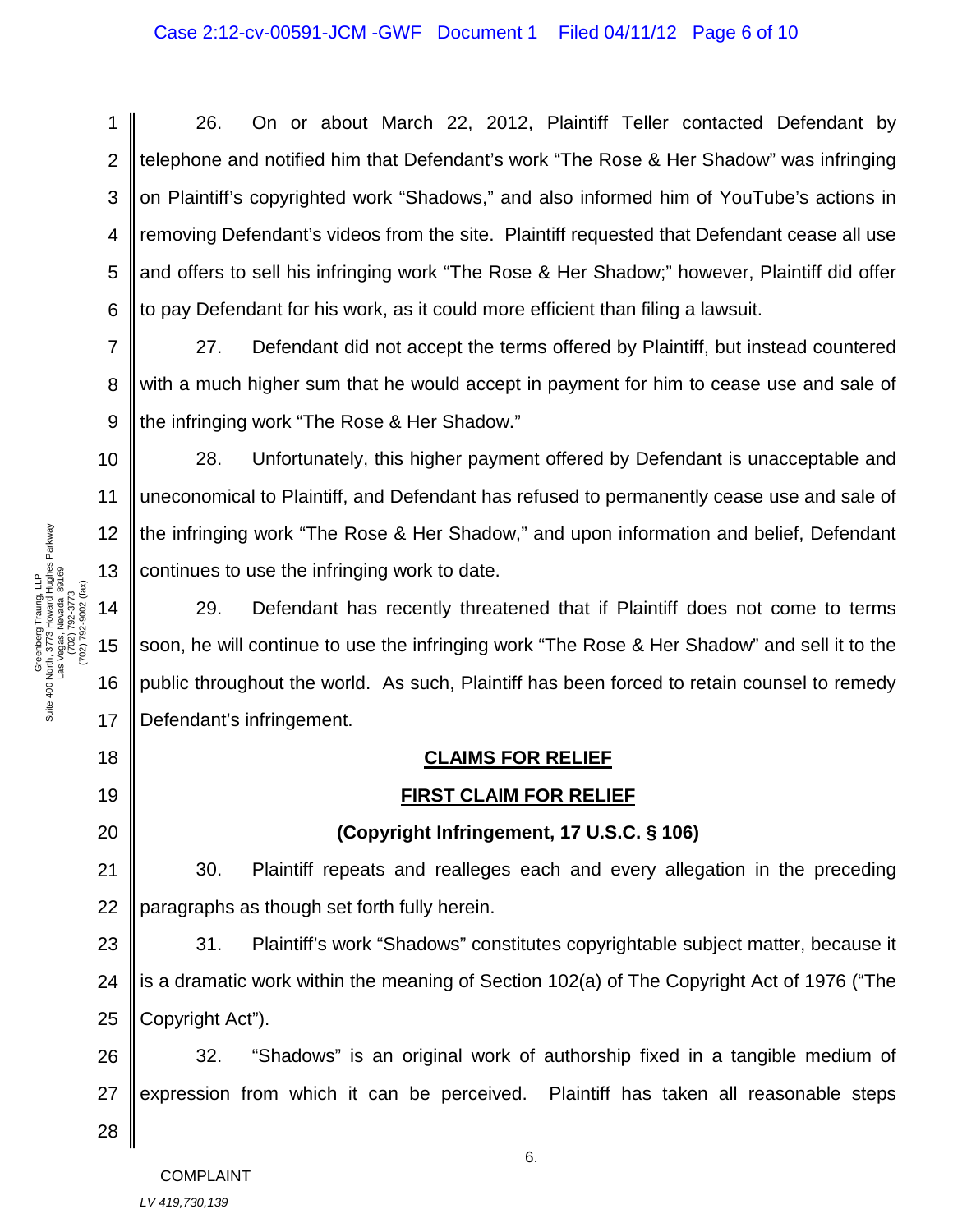26. On or about March 22, 2012, Plaintiff Teller contacted Defendant by telephone and notified him that Defendant's work "The Rose & Her Shadow" was infringing on Plaintiff's copyrighted work "Shadows," and also informed him of YouTube's actions in removing Defendant's videos from the site. Plaintiff requested that Defendant cease all use and offers to sell his infringing work "The Rose & Her Shadow;" however, Plaintiff did offer to pay Defendant for his work, as it could more efficient than filing a lawsuit.

27. Defendant did not accept the terms offered by Plaintiff, but instead countered with a much higher sum that he would accept in payment for him to cease use and sale of the infringing work "The Rose & Her Shadow."

28. Unfortunately, this higher payment offered by Defendant is unacceptable and uneconomical to Plaintiff, and Defendant has refused to permanently cease use and sale of the infringing work "The Rose & Her Shadow," and upon information and belief, Defendant continues to use the infringing work to date.

29. Defendant has recently threatened that if Plaintiff does not come to terms soon, he will continue to use the infringing work "The Rose & Her Shadow" and sell it to the public throughout the world. As such, Plaintiff has been forced to retain counsel to remedy Defendant's infringement.

## CLAIMS FOR RELIEF

## FIRST CLAIM FOR RELIEF

### (Copyright Infringement, 17 U.S.C. § 106)

30. Plaintiff repeats and realleges each and every allegation in the preceding paragraphs as though set forth fully herein.

31. Plaintiff's work "Shadows" constitutes copyrightable subject matter, because it is a dramatic work within the meaning of Section 102(a) of The Copyright Act of 1976 ("The Copyright Act").

32. "Shadows" is an original work of authorship fixed in a tangible medium of expression from which it can be perceived. Plaintiff has taken all reasonable steps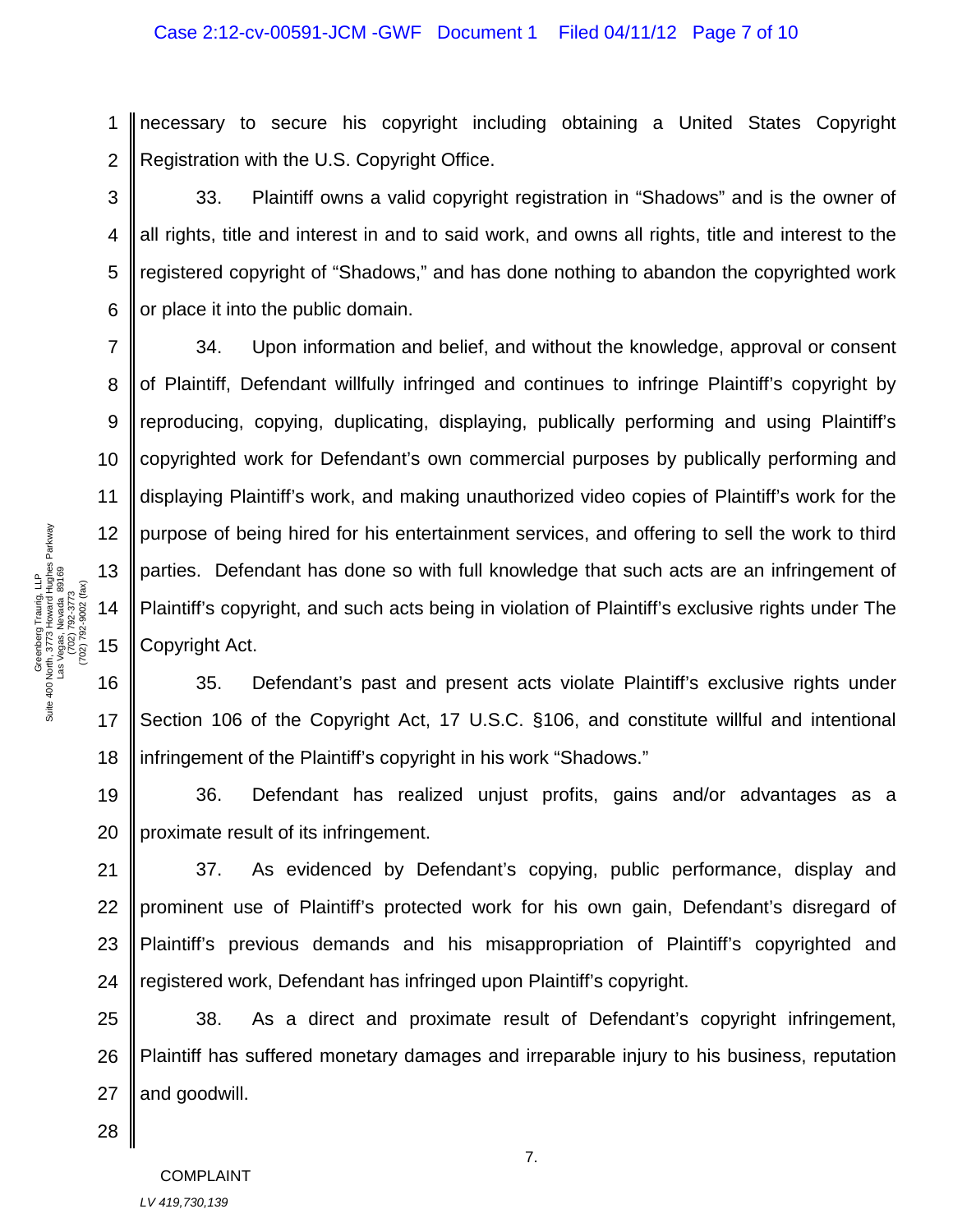necessary to secure his copyright including obtaining a United States Copyright Registration with the U.S. Copyright Office.

33. Plaintiff owns a valid copyright registration in "Shadows" and is the owner of all rights, title and interest in and to said work, and owns all rights, title and interest to the registered copyright of "Shadows," and has done nothing to abandon the copyrighted work or place it into the public domain.

34. Upon information and belief, and without the knowledge, approval or consent of Plaintiff, Defendant willfully infringed and continues to infringe Plaintiff's copyright by reproducing, copying, duplicating, displaying, publically performing and using Plaintiff's copyrighted work for Defendant's own commercial purposes by publically performing and displaying Plaintiff's work, and making unauthorized video copies of Plaintiff's work for the purpose of being hired for his entertainment services, and offering to sell the work to third parties. Defendant has done so with full knowledge that such acts are an infringement of Plaintiff's copyright, and such acts being in violation of Plaintiff's exclusive rights under The Copyright Act.

35. Defendant's past and present acts violate Plaintiff's exclusive rights under Section 106 of the Copyright Act, 17 U.S.C. §106, and constitute willful and intentional infringement of the Plaintiff's copyright in his work "Shadows."

36. Defendant has realized unjust profits, gains and/or advantages as a proximate result of its infringement.

37. As evidenced by Defendant's copying, public performance, display and prominent use of Plaintiff's protected work for his own gain, Defendant's disregard of Plaintiff's previous demands and his misappropriation of Plaintiff's copyrighted and registered work, Defendant has infringed upon Plaintiff's copyright.

38. As a direct and proximate result of Defendant's copyright infringement, Plaintiff has suffered monetary damages and irreparable injury to his business, reputation and goodwill.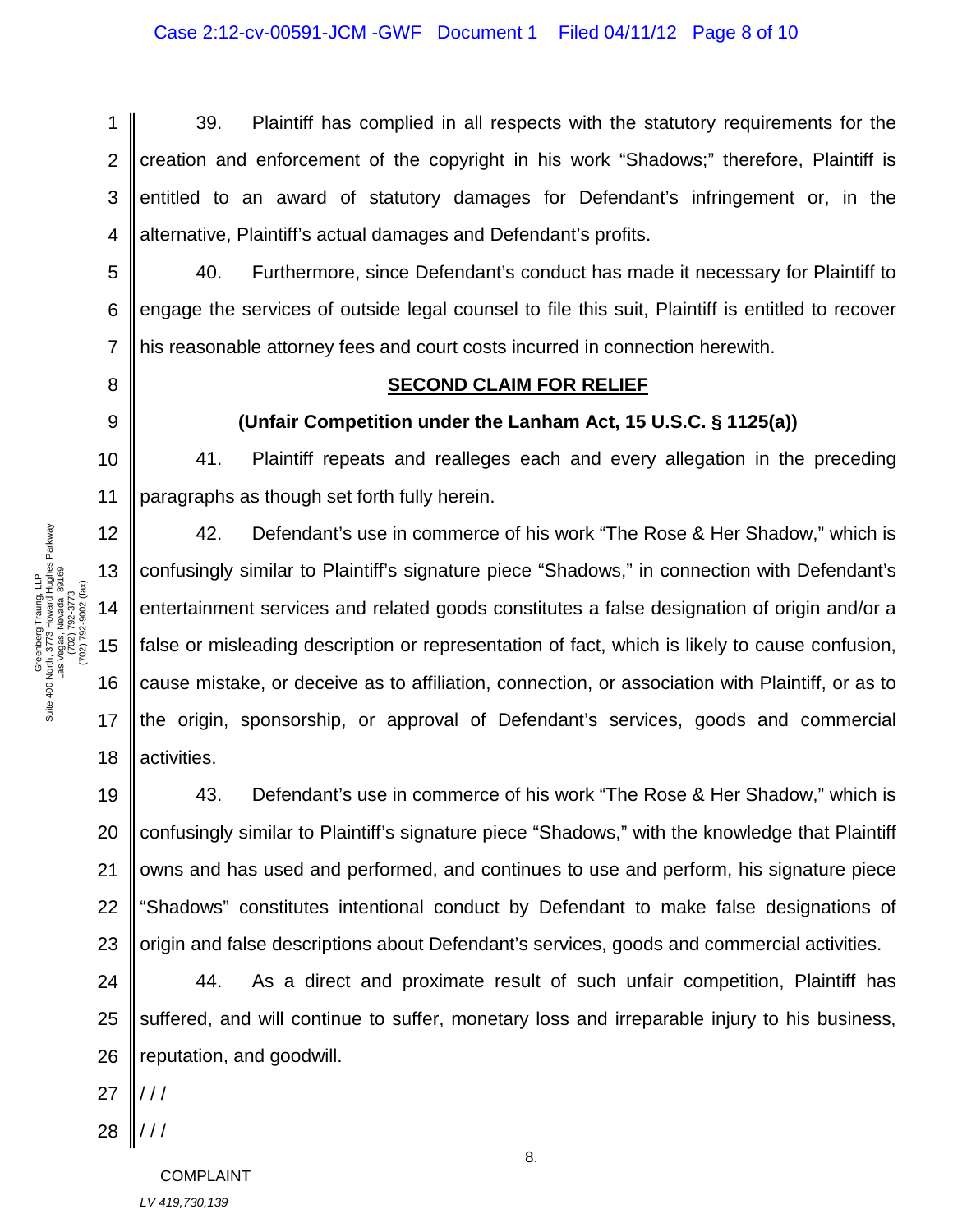39. Plaintiff has complied in all respects with the statutory requirements for the creation and enforcement of the copyright in his work "Shadows;" therefore, Plaintiff is entitled to an award of statutory damages for Defendant's infringement or, in the alternative, Plaintiff's actual damages and Defendant's profits.

40. Furthermore, since Defendant's conduct has made it necessary for Plaintiff to engage the services of outside legal counsel to file this suit, Plaintiff is entitled to recover his reasonable attorney fees and court costs incurred in connection herewith.

## SECOND CLAIM FOR RELIEF

### (Unfair Competition under the Lanham Act, 15 U.S.C. § 1125(a))

41. Plaintiff repeats and realleges each and every allegation in the preceding paragraphs as though set forth fully herein.

42. Defendant's use in commerce of his work "The Rose & Her Shadow," which is confusingly similar to Plaintiff's signature piece "Shadows," in connection with Defendant's entertainment services and related goods constitutes a false designation of origin and/or a false or misleading description or representation of fact, which is likely to cause confusion, cause mistake, or deceive as to affiliation, connection, or association with Plaintiff, or as to the origin, sponsorship, or approval of Defendant's services, goods and commercial activities.

43. Defendant's use in commerce of his work "The Rose & Her Shadow," which is confusingly similar to Plaintiff's signature piece "Shadows," with the knowledge that Plaintiff owns and has used and performed, and continues to use and perform, his signature piece "Shadows" constitutes intentional conduct by Defendant to make false designations of origin and false descriptions about Defendant's services, goods and commercial activities.

44. As a direct and proximate result of such unfair competition, Plaintiff has suffered, and will continue to suffer, monetary loss and irreparable injury to his business, reputation, and goodwill.

/ / /

/ / /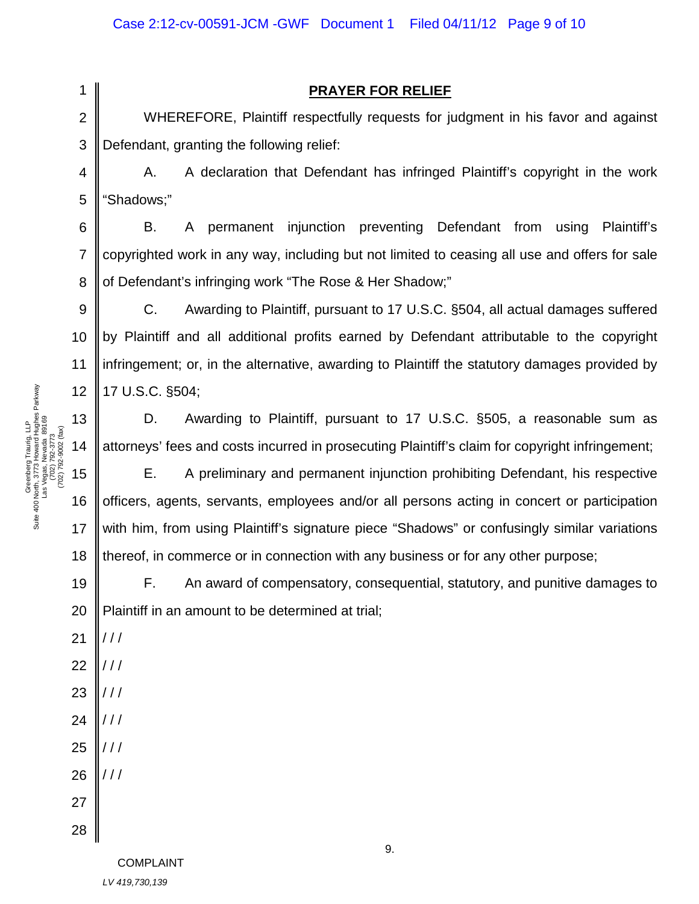**PRAYER FOR RELIEF**

WHEREFORE, Plaintiff respectfully requests for judgment in his favor and against Defendant, granting the following relief:

A. A declaration that Defendant has infringed Plaintiff's copyright in the work "Shadows;"

B. A permanent injunction preventing Defendant from using Plaintiff's copyrighted work in any way, including but not limited to ceasing all use and offers for sale of Defendant's infringing work "The Rose & Her Shadow;"

C. Awarding to Plaintiff, pursuant to 17 U.S.C. §504, all actual damages suffered by Plaintiff and all additional profits earned by Defendant attributable to the copyright infringement; or, in the alternative, awarding to Plaintiff the statutory damages provided by 17 U.S.C. §504;

D. Awarding to Plaintiff, pursuant to 17 U.S.C. §505, a reasonable sum as attorneys' fees and costs incurred in prosecuting Plaintiff's claim for copyright infringement;

E. A preliminary and permanent injunction prohibiting Defendant, his respective officers, agents, servants, employees and/or all persons acting in concert or participation with him, from using Plaintiff's signature piece "Shadows" or confusingly similar variations thereof, in commerce or in connection with any business or for any other purpose;

F. An award of compensatory, consequential, statutory, and punitive damages to Plaintiff in an amount to be determined at trial;

/ / /

/ / /

/ / /

/ / /

/ / /

/ / /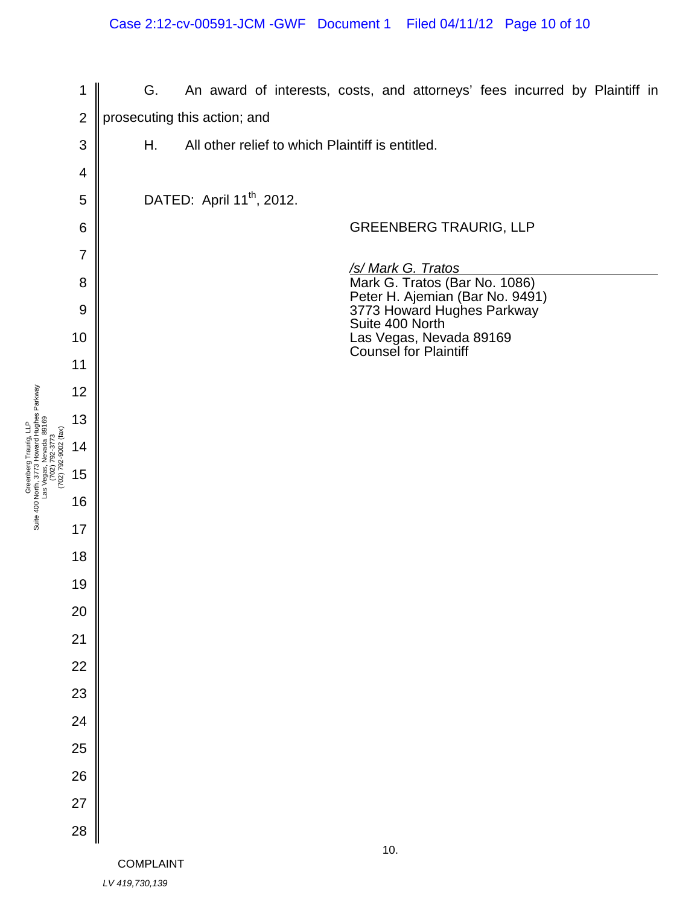G. An award of interests, costs, and attorneys' fees incurred by Plaintiff in prosecuting this action; and

H. All other relief to which Plaintiff is entitled.

DATED: April 11th, 2012.

GREENBERG TRAURIG, LLP

*/s/ Mark G. Tratos*
Mark G. Tratos (Bar No. 1086)
Peter H. Ajemian (Bar No. 9491)
3773 Howard Hughes Parkway
Suite 400 North
Las Vegas, Nevada 89169
Counsel for Plaintiff